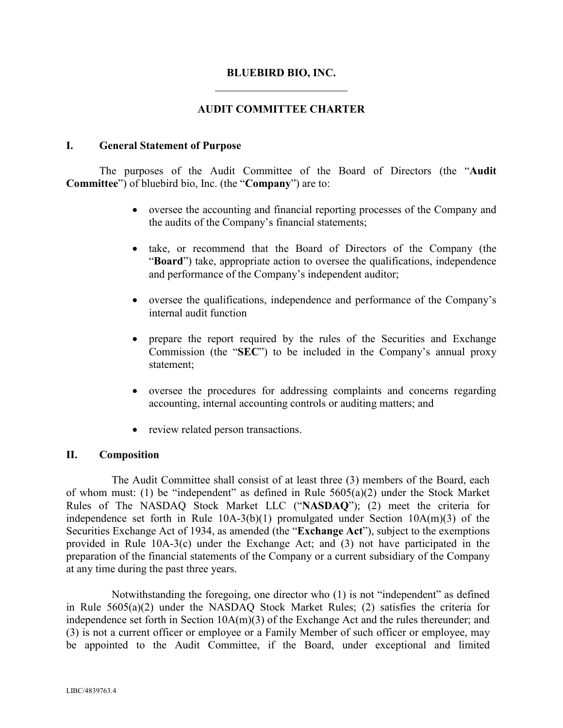# BLUEBIRD BIO, INC.

---

## AUDIT COMMITTEE CHARTER

### I. General Statement of Purpose

The purposes of the Audit Committee of the Board of Directors (the "**Audit Committee**") of bluebird bio, Inc. (the "**Company**") are to:

- oversee the accounting and financial reporting processes of the Company and the audits of the Company's financial statements;
- take, or recommend that the Board of Directors of the Company (the "**Board**") take, appropriate action to oversee the qualifications, independence and performance of the Company's independent auditor;
- oversee the qualifications, independence and performance of the Company's internal audit function
- prepare the report required by the rules of the Securities and Exchange Commission (the "**SEC**") to be included in the Company's annual proxy statement;
- oversee the procedures for addressing complaints and concerns regarding accounting, internal accounting controls or auditing matters; and
- review related person transactions.

### II. Composition

The Audit Committee shall consist of at least three (3) members of the Board, each of whom must: (1) be "independent" as defined in Rule 5605(a)(2) under the Stock Market Rules of The NASDAQ Stock Market LLC ("**NASDAQ**"); (2) meet the criteria for independence set forth in Rule 10A-3(b)(1) promulgated under Section 10A(m)(3) of the Securities Exchange Act of 1934, as amended (the "**Exchange Act**"), subject to the exemptions provided in Rule 10A-3(c) under the Exchange Act; and (3) not have participated in the preparation of the financial statements of the Company or a current subsidiary of the Company at any time during the past three years.

Notwithstanding the foregoing, one director who (1) is not "independent" as defined in Rule 5605(a)(2) under the NASDAQ Stock Market Rules; (2) satisfies the criteria for independence set forth in Section 10A(m)(3) of the Exchange Act and the rules thereunder; and (3) is not a current officer or employee or a Family Member of such officer or employee, may be appointed to the Audit Committee, if the Board, under exceptional and limited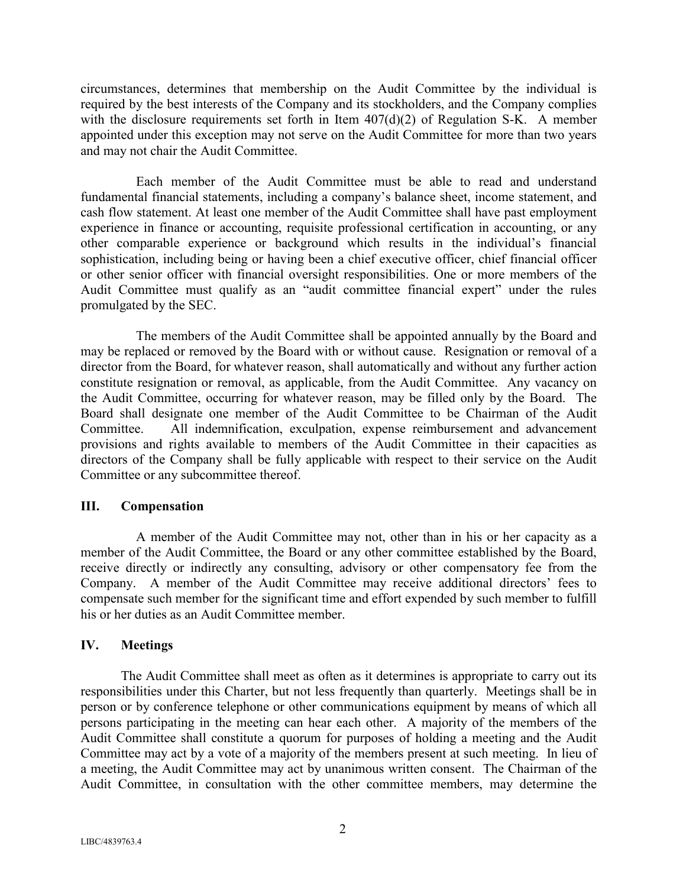circumstances, determines that membership on the Audit Committee by the individual is required by the best interests of the Company and its stockholders, and the Company complies with the disclosure requirements set forth in Item 407(d)(2) of Regulation S-K. A member appointed under this exception may not serve on the Audit Committee for more than two years and may not chair the Audit Committee.

Each member of the Audit Committee must be able to read and understand fundamental financial statements, including a company's balance sheet, income statement, and cash flow statement. At least one member of the Audit Committee shall have past employment experience in finance or accounting, requisite professional certification in accounting, or any other comparable experience or background which results in the individual's financial sophistication, including being or having been a chief executive officer, chief financial officer or other senior officer with financial oversight responsibilities. One or more members of the Audit Committee must qualify as an "audit committee financial expert" under the rules promulgated by the SEC.

The members of the Audit Committee shall be appointed annually by the Board and may be replaced or removed by the Board with or without cause. Resignation or removal of a director from the Board, for whatever reason, shall automatically and without any further action constitute resignation or removal, as applicable, from the Audit Committee. Any vacancy on the Audit Committee, occurring for whatever reason, may be filled only by the Board. The Board shall designate one member of the Audit Committee to be Chairman of the Audit Committee. All indemnification, exculpation, expense reimbursement and advancement provisions and rights available to members of the Audit Committee in their capacities as directors of the Company shall be fully applicable with respect to their service on the Audit Committee or any subcommittee thereof.

## III. Compensation

A member of the Audit Committee may not, other than in his or her capacity as a member of the Audit Committee, the Board or any other committee established by the Board, receive directly or indirectly any consulting, advisory or other compensatory fee from the Company. A member of the Audit Committee may receive additional directors' fees to compensate such member for the significant time and effort expended by such member to fulfill his or her duties as an Audit Committee member.

## IV. Meetings

The Audit Committee shall meet as often as it determines is appropriate to carry out its responsibilities under this Charter, but not less frequently than quarterly. Meetings shall be in person or by conference telephone or other communications equipment by means of which all persons participating in the meeting can hear each other. A majority of the members of the Audit Committee shall constitute a quorum for purposes of holding a meeting and the Audit Committee may act by a vote of a majority of the members present at such meeting. In lieu of a meeting, the Audit Committee may act by unanimous written consent. The Chairman of the Audit Committee, in consultation with the other committee members, may determine the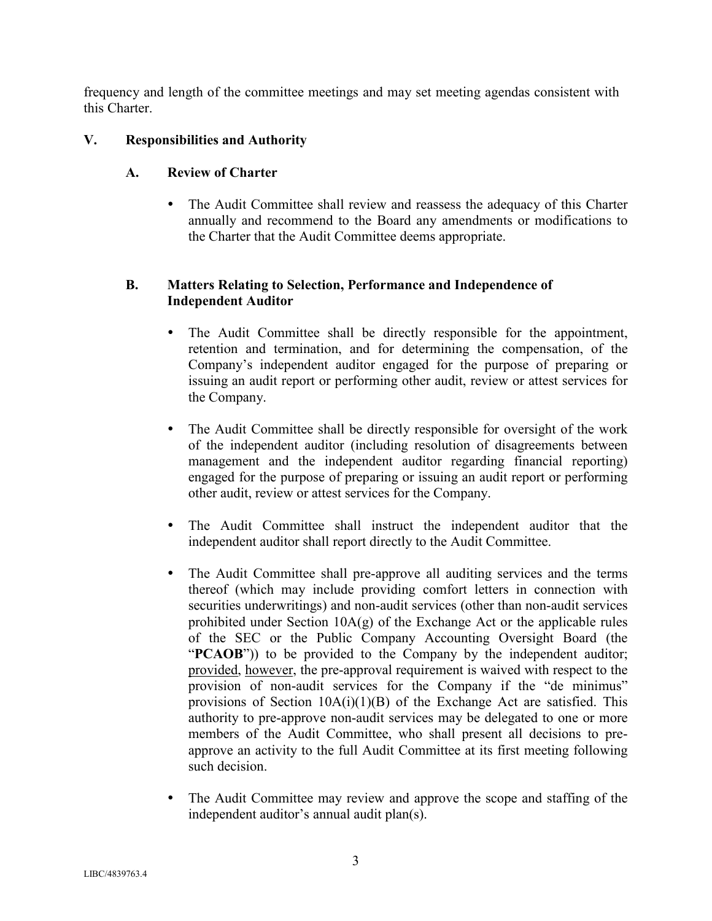frequency and length of the committee meetings and may set meeting agendas consistent with this Charter.

## V. Responsibilities and Authority

### A. Review of Charter

- The Audit Committee shall review and reassess the adequacy of this Charter annually and recommend to the Board any amendments or modifications to the Charter that the Audit Committee deems appropriate.

### B. Matters Relating to Selection, Performance and Independence of Independent Auditor

- The Audit Committee shall be directly responsible for the appointment, retention and termination, and for determining the compensation, of the Company's independent auditor engaged for the purpose of preparing or issuing an audit report or performing other audit, review or attest services for the Company.

- The Audit Committee shall be directly responsible for oversight of the work of the independent auditor (including resolution of disagreements between management and the independent auditor regarding financial reporting) engaged for the purpose of preparing or issuing an audit report or performing other audit, review or attest services for the Company.

- The Audit Committee shall instruct the independent auditor that the independent auditor shall report directly to the Audit Committee.

- The Audit Committee shall pre-approve all auditing services and the terms thereof (which may include providing comfort letters in connection with securities underwritings) and non-audit services (other than non-audit services prohibited under Section 10A(g) of the Exchange Act or the applicable rules of the SEC or the Public Company Accounting Oversight Board (the "**PCAOB**")) to be provided to the Company by the independent auditor; <u>provided</u>, <u>however</u>, the pre-approval requirement is waived with respect to the provision of non-audit services for the Company if the "de minimus" provisions of Section 10A(i)(1)(B) of the Exchange Act are satisfied. This authority to pre-approve non-audit services may be delegated to one or more members of the Audit Committee, who shall present all decisions to pre-approve an activity to the full Audit Committee at its first meeting following such decision.

- The Audit Committee may review and approve the scope and staffing of the independent auditor's annual audit plan(s).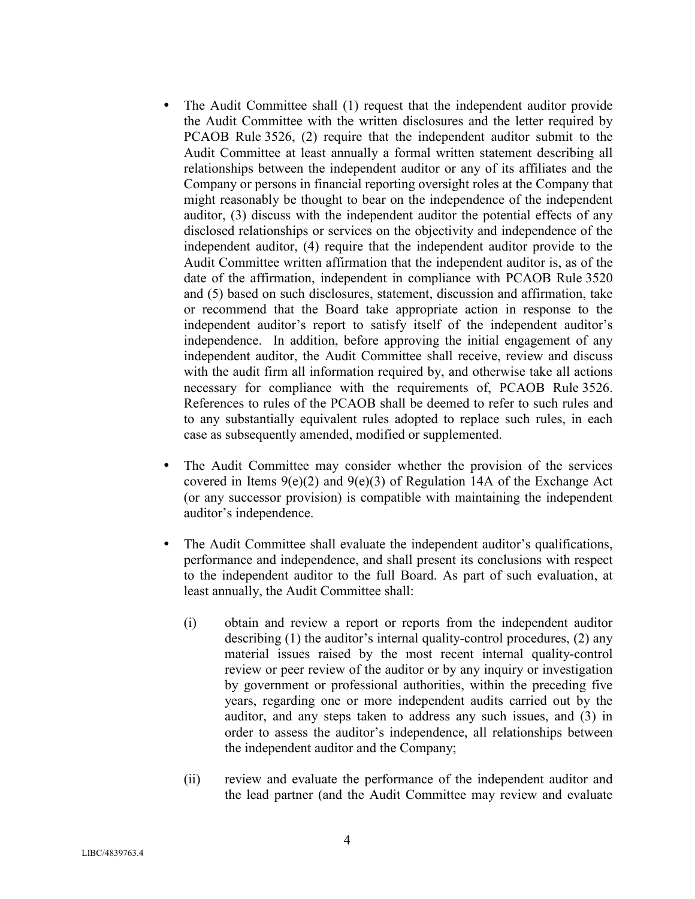- The Audit Committee shall (1) request that the independent auditor provide the Audit Committee with the written disclosures and the letter required by PCAOB Rule 3526, (2) require that the independent auditor submit to the Audit Committee at least annually a formal written statement describing all relationships between the independent auditor or any of its affiliates and the Company or persons in financial reporting oversight roles at the Company that might reasonably be thought to bear on the independence of the independent auditor, (3) discuss with the independent auditor the potential effects of any disclosed relationships or services on the objectivity and independence of the independent auditor, (4) require that the independent auditor provide to the Audit Committee written affirmation that the independent auditor is, as of the date of the affirmation, independent in compliance with PCAOB Rule 3520 and (5) based on such disclosures, statement, discussion and affirmation, take or recommend that the Board take appropriate action in response to the independent auditor's report to satisfy itself of the independent auditor's independence. In addition, before approving the initial engagement of any independent auditor, the Audit Committee shall receive, review and discuss with the audit firm all information required by, and otherwise take all actions necessary for compliance with the requirements of, PCAOB Rule 3526. References to rules of the PCAOB shall be deemed to refer to such rules and to any substantially equivalent rules adopted to replace such rules, in each case as subsequently amended, modified or supplemented.

- The Audit Committee may consider whether the provision of the services covered in Items 9(e)(2) and 9(e)(3) of Regulation 14A of the Exchange Act (or any successor provision) is compatible with maintaining the independent auditor's independence.

- The Audit Committee shall evaluate the independent auditor's qualifications, performance and independence, and shall present its conclusions with respect to the independent auditor to the full Board. As part of such evaluation, at least annually, the Audit Committee shall:

  (i) obtain and review a report or reports from the independent auditor describing (1) the auditor's internal quality-control procedures, (2) any material issues raised by the most recent internal quality-control review or peer review of the auditor or by any inquiry or investigation by government or professional authorities, within the preceding five years, regarding one or more independent audits carried out by the auditor, and any steps taken to address any such issues, and (3) in order to assess the auditor's independence, all relationships between the independent auditor and the Company;

  (ii) review and evaluate the performance of the independent auditor and the lead partner (and the Audit Committee may review and evaluate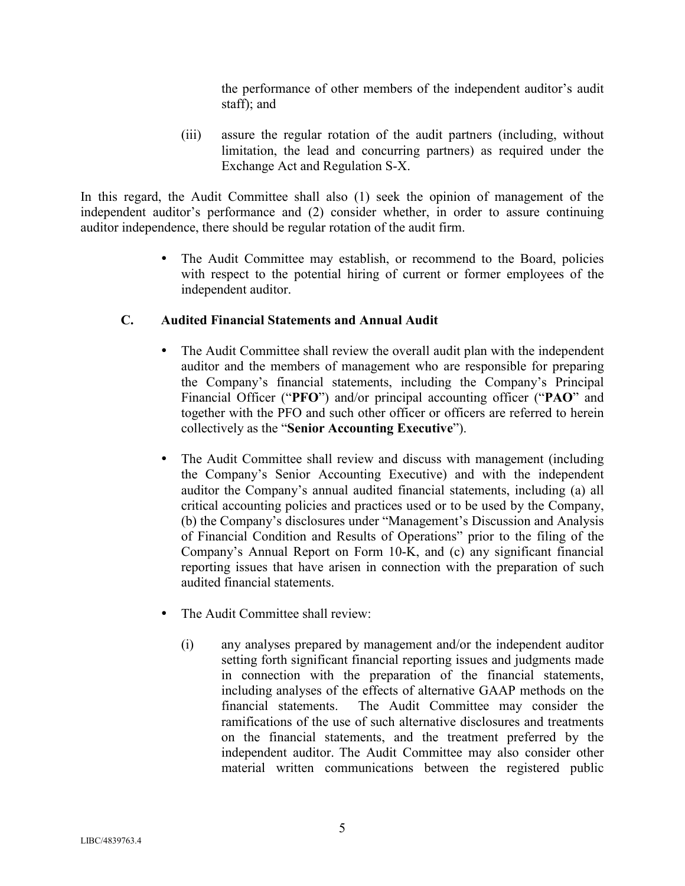the performance of other members of the independent auditor's audit staff); and

(iii) assure the regular rotation of the audit partners (including, without limitation, the lead and concurring partners) as required under the Exchange Act and Regulation S-X.

In this regard, the Audit Committee shall also (1) seek the opinion of management of the independent auditor's performance and (2) consider whether, in order to assure continuing auditor independence, there should be regular rotation of the audit firm.

- The Audit Committee may establish, or recommend to the Board, policies with respect to the potential hiring of current or former employees of the independent auditor.

### C. Audited Financial Statements and Annual Audit

- The Audit Committee shall review the overall audit plan with the independent auditor and the members of management who are responsible for preparing the Company's financial statements, including the Company's Principal Financial Officer ("**PFO**") and/or principal accounting officer ("**PAO**" and together with the PFO and such other officer or officers are referred to herein collectively as the "**Senior Accounting Executive**").

- The Audit Committee shall review and discuss with management (including the Company's Senior Accounting Executive) and with the independent auditor the Company's annual audited financial statements, including (a) all critical accounting policies and practices used or to be used by the Company, (b) the Company's disclosures under "Management's Discussion and Analysis of Financial Condition and Results of Operations" prior to the filing of the Company's Annual Report on Form 10-K, and (c) any significant financial reporting issues that have arisen in connection with the preparation of such audited financial statements.

- The Audit Committee shall review:

  (i) any analyses prepared by management and/or the independent auditor setting forth significant financial reporting issues and judgments made in connection with the preparation of the financial statements, including analyses of the effects of alternative GAAP methods on the financial statements. The Audit Committee may consider the ramifications of the use of such alternative disclosures and treatments on the financial statements, and the treatment preferred by the independent auditor. The Audit Committee may also consider other material written communications between the registered public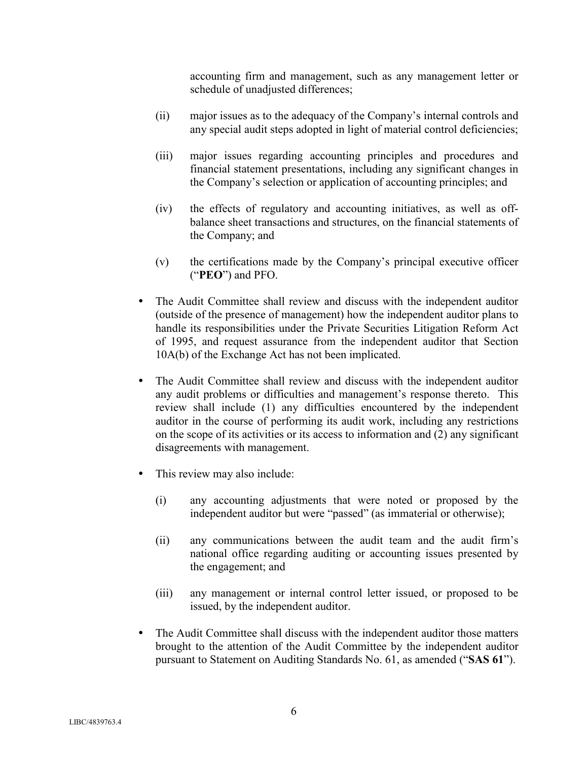accounting firm and management, such as any management letter or schedule of unadjusted differences;

(ii) major issues as to the adequacy of the Company's internal controls and any special audit steps adopted in light of material control deficiencies;

(iii) major issues regarding accounting principles and procedures and financial statement presentations, including any significant changes in the Company's selection or application of accounting principles; and

(iv) the effects of regulatory and accounting initiatives, as well as off-balance sheet transactions and structures, on the financial statements of the Company; and

(v) the certifications made by the Company's principal executive officer ("**PEO**") and PFO.

- The Audit Committee shall review and discuss with the independent auditor (outside of the presence of management) how the independent auditor plans to handle its responsibilities under the Private Securities Litigation Reform Act of 1995, and request assurance from the independent auditor that Section 10A(b) of the Exchange Act has not been implicated.

- The Audit Committee shall review and discuss with the independent auditor any audit problems or difficulties and management's response thereto. This review shall include (1) any difficulties encountered by the independent auditor in the course of performing its audit work, including any restrictions on the scope of its activities or its access to information and (2) any significant disagreements with management.

- This review may also include:

  (i) any accounting adjustments that were noted or proposed by the independent auditor but were "passed" (as immaterial or otherwise);

  (ii) any communications between the audit team and the audit firm's national office regarding auditing or accounting issues presented by the engagement; and

  (iii) any management or internal control letter issued, or proposed to be issued, by the independent auditor.

- The Audit Committee shall discuss with the independent auditor those matters brought to the attention of the Audit Committee by the independent auditor pursuant to Statement on Auditing Standards No. 61, as amended ("**SAS 61**").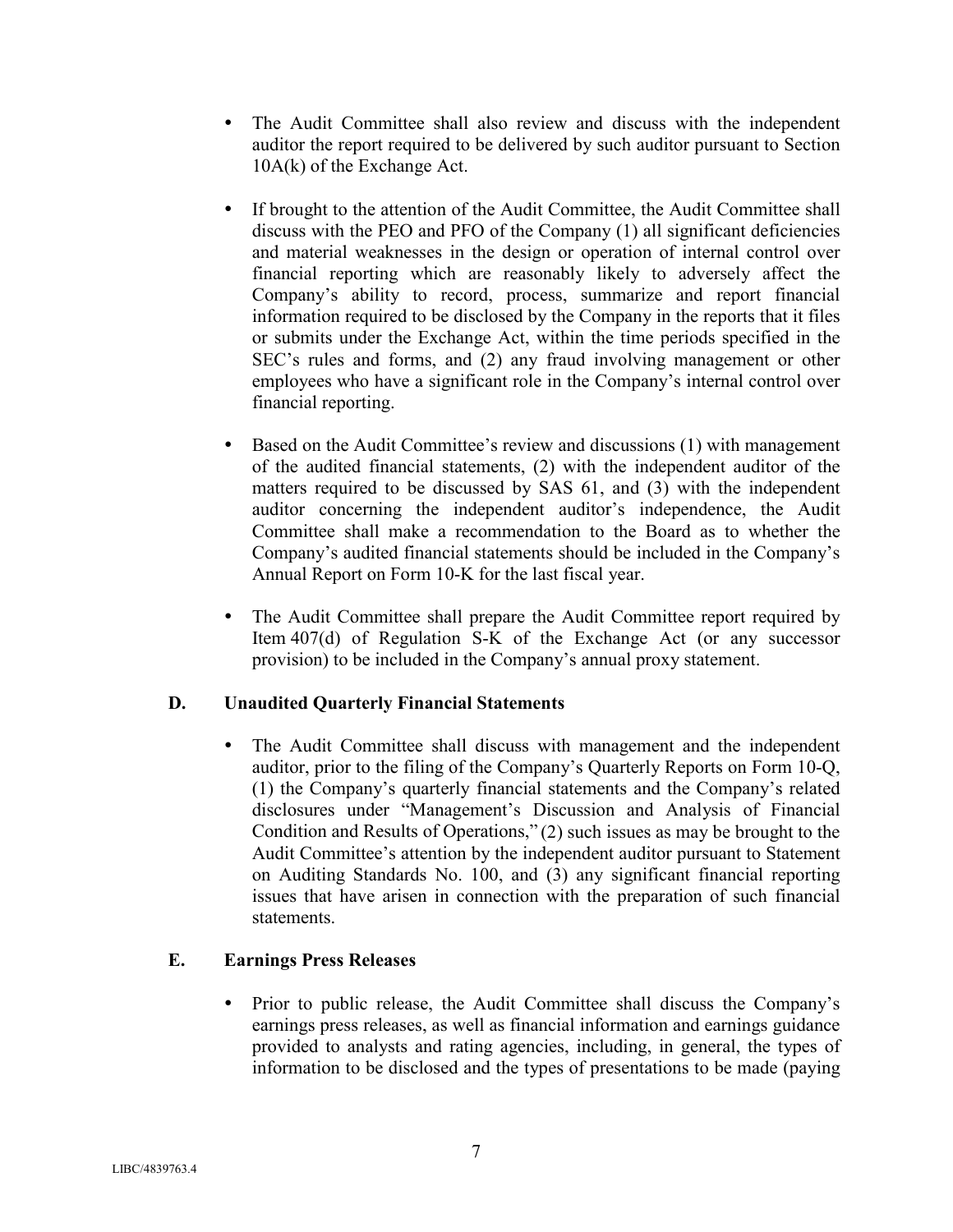- The Audit Committee shall also review and discuss with the independent auditor the report required to be delivered by such auditor pursuant to Section 10A(k) of the Exchange Act.

- If brought to the attention of the Audit Committee, the Audit Committee shall discuss with the PEO and PFO of the Company (1) all significant deficiencies and material weaknesses in the design or operation of internal control over financial reporting which are reasonably likely to adversely affect the Company's ability to record, process, summarize and report financial information required to be disclosed by the Company in the reports that it files or submits under the Exchange Act, within the time periods specified in the SEC's rules and forms, and (2) any fraud involving management or other employees who have a significant role in the Company's internal control over financial reporting.

- Based on the Audit Committee's review and discussions (1) with management of the audited financial statements, (2) with the independent auditor of the matters required to be discussed by SAS 61, and (3) with the independent auditor concerning the independent auditor's independence, the Audit Committee shall make a recommendation to the Board as to whether the Company's audited financial statements should be included in the Company's Annual Report on Form 10-K for the last fiscal year.

- The Audit Committee shall prepare the Audit Committee report required by Item 407(d) of Regulation S-K of the Exchange Act (or any successor provision) to be included in the Company's annual proxy statement.

### D. Unaudited Quarterly Financial Statements

- The Audit Committee shall discuss with management and the independent auditor, prior to the filing of the Company's Quarterly Reports on Form 10-Q, (1) the Company's quarterly financial statements and the Company's related disclosures under "Management's Discussion and Analysis of Financial Condition and Results of Operations," (2) such issues as may be brought to the Audit Committee's attention by the independent auditor pursuant to Statement on Auditing Standards No. 100, and (3) any significant financial reporting issues that have arisen in connection with the preparation of such financial statements.

### E. Earnings Press Releases

- Prior to public release, the Audit Committee shall discuss the Company's earnings press releases, as well as financial information and earnings guidance provided to analysts and rating agencies, including, in general, the types of information to be disclosed and the types of presentations to be made (paying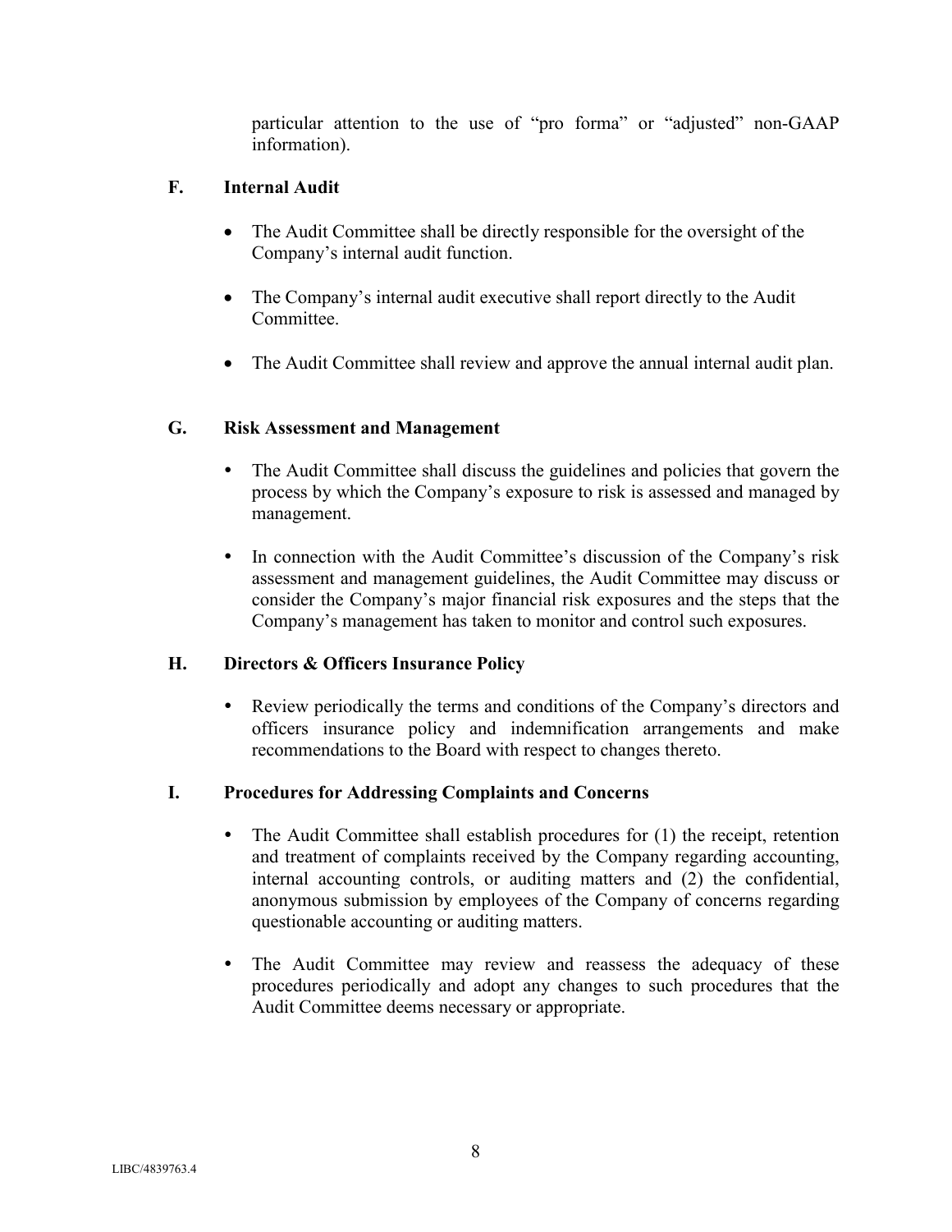particular attention to the use of “pro forma” or “adjusted” non-GAAP information).

### F. Internal Audit

- The Audit Committee shall be directly responsible for the oversight of the Company’s internal audit function.
- The Company’s internal audit executive shall report directly to the Audit Committee.
- The Audit Committee shall review and approve the annual internal audit plan.

### G. Risk Assessment and Management

- The Audit Committee shall discuss the guidelines and policies that govern the process by which the Company’s exposure to risk is assessed and managed by management.
- In connection with the Audit Committee’s discussion of the Company’s risk assessment and management guidelines, the Audit Committee may discuss or consider the Company’s major financial risk exposures and the steps that the Company’s management has taken to monitor and control such exposures.

### H. Directors & Officers Insurance Policy

- Review periodically the terms and conditions of the Company’s directors and officers insurance policy and indemnification arrangements and make recommendations to the Board with respect to changes thereto.

### I. Procedures for Addressing Complaints and Concerns

- The Audit Committee shall establish procedures for (1) the receipt, retention and treatment of complaints received by the Company regarding accounting, internal accounting controls, or auditing matters and (2) the confidential, anonymous submission by employees of the Company of concerns regarding questionable accounting or auditing matters.
- The Audit Committee may review and reassess the adequacy of these procedures periodically and adopt any changes to such procedures that the Audit Committee deems necessary or appropriate.

LIBC/4839763.4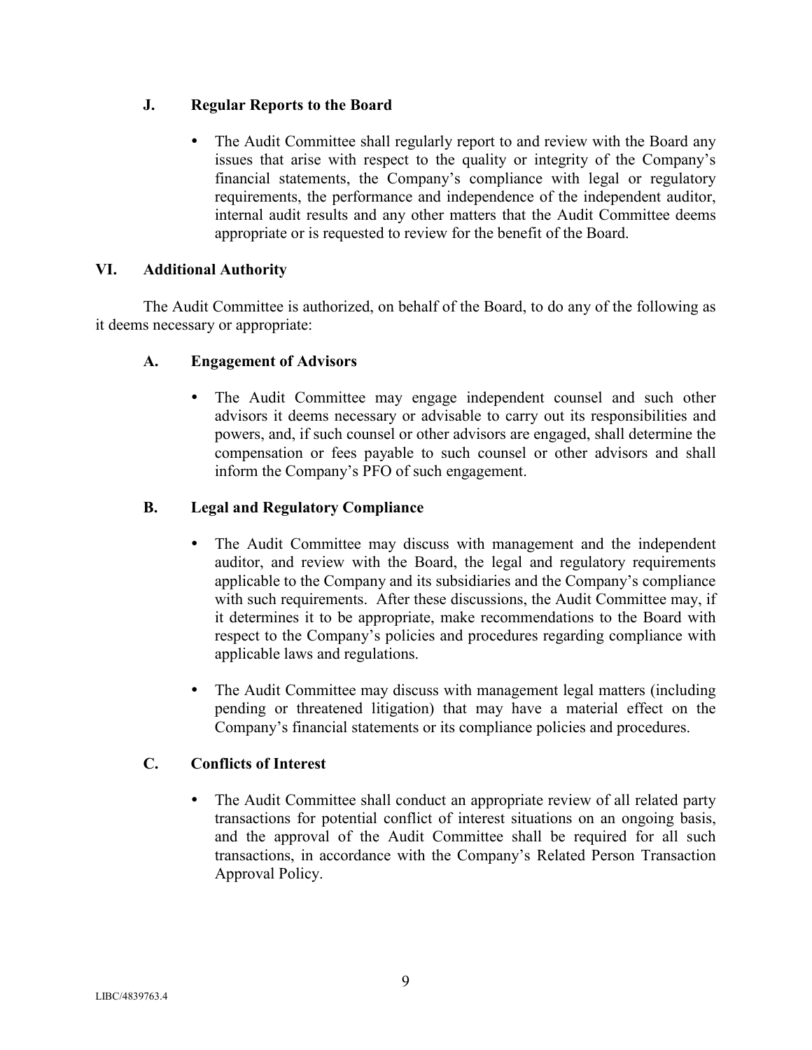### J. Regular Reports to the Board

- The Audit Committee shall regularly report to and review with the Board any issues that arise with respect to the quality or integrity of the Company's financial statements, the Company's compliance with legal or regulatory requirements, the performance and independence of the independent auditor, internal audit results and any other matters that the Audit Committee deems appropriate or is requested to review for the benefit of the Board.

## VI. Additional Authority

The Audit Committee is authorized, on behalf of the Board, to do any of the following as it deems necessary or appropriate:

### A. Engagement of Advisors

- The Audit Committee may engage independent counsel and such other advisors it deems necessary or advisable to carry out its responsibilities and powers, and, if such counsel or other advisors are engaged, shall determine the compensation or fees payable to such counsel or other advisors and shall inform the Company's PFO of such engagement.

### B. Legal and Regulatory Compliance

- The Audit Committee may discuss with management and the independent auditor, and review with the Board, the legal and regulatory requirements applicable to the Company and its subsidiaries and the Company's compliance with such requirements. After these discussions, the Audit Committee may, if it determines it to be appropriate, make recommendations to the Board with respect to the Company's policies and procedures regarding compliance with applicable laws and regulations.

- The Audit Committee may discuss with management legal matters (including pending or threatened litigation) that may have a material effect on the Company's financial statements or its compliance policies and procedures.

### C. Conflicts of Interest

- The Audit Committee shall conduct an appropriate review of all related party transactions for potential conflict of interest situations on an ongoing basis, and the approval of the Audit Committee shall be required for all such transactions, in accordance with the Company's Related Person Transaction Approval Policy.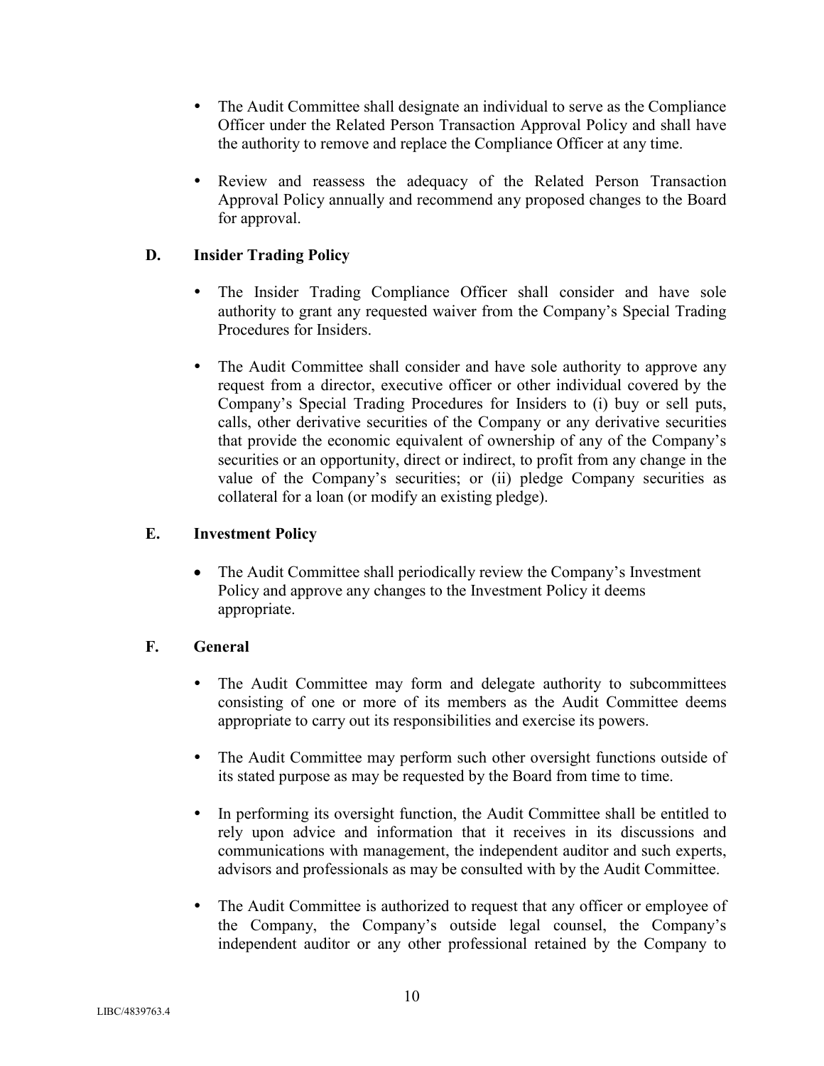- The Audit Committee shall designate an individual to serve as the Compliance Officer under the Related Person Transaction Approval Policy and shall have the authority to remove and replace the Compliance Officer at any time.

- Review and reassess the adequacy of the Related Person Transaction Approval Policy annually and recommend any proposed changes to the Board for approval.

### D. Insider Trading Policy

- The Insider Trading Compliance Officer shall consider and have sole authority to grant any requested waiver from the Company's Special Trading Procedures for Insiders.

- The Audit Committee shall consider and have sole authority to approve any request from a director, executive officer or other individual covered by the Company's Special Trading Procedures for Insiders to (i) buy or sell puts, calls, other derivative securities of the Company or any derivative securities that provide the economic equivalent of ownership of any of the Company's securities or an opportunity, direct or indirect, to profit from any change in the value of the Company's securities; or (ii) pledge Company securities as collateral for a loan (or modify an existing pledge).

### E. Investment Policy

- The Audit Committee shall periodically review the Company's Investment Policy and approve any changes to the Investment Policy it deems appropriate.

### F. General

- The Audit Committee may form and delegate authority to subcommittees consisting of one or more of its members as the Audit Committee deems appropriate to carry out its responsibilities and exercise its powers.

- The Audit Committee may perform such other oversight functions outside of its stated purpose as may be requested by the Board from time to time.

- In performing its oversight function, the Audit Committee shall be entitled to rely upon advice and information that it receives in its discussions and communications with management, the independent auditor and such experts, advisors and professionals as may be consulted with by the Audit Committee.

- The Audit Committee is authorized to request that any officer or employee of the Company, the Company's outside legal counsel, the Company's independent auditor or any other professional retained by the Company to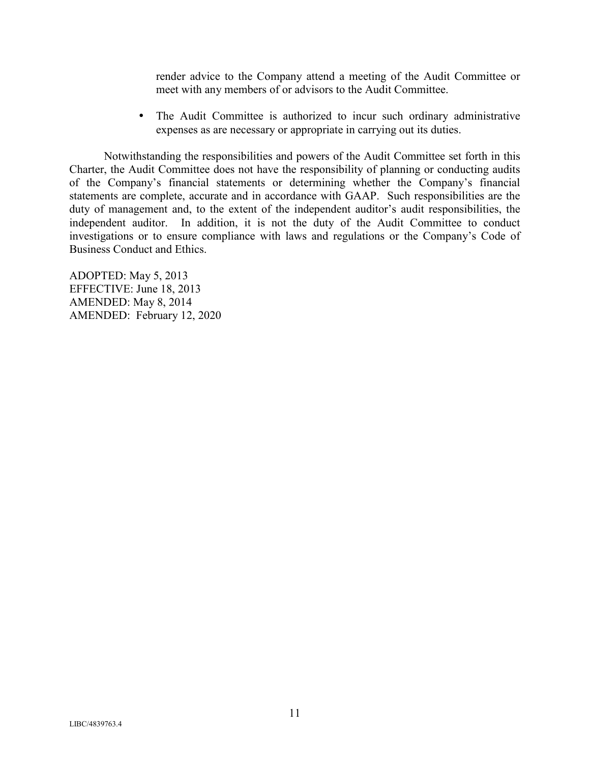render advice to the Company attend a meeting of the Audit Committee or meet with any members of or advisors to the Audit Committee.

- The Audit Committee is authorized to incur such ordinary administrative expenses as are necessary or appropriate in carrying out its duties.

Notwithstanding the responsibilities and powers of the Audit Committee set forth in this Charter, the Audit Committee does not have the responsibility of planning or conducting audits of the Company's financial statements or determining whether the Company's financial statements are complete, accurate and in accordance with GAAP. Such responsibilities are the duty of management and, to the extent of the independent auditor's audit responsibilities, the independent auditor. In addition, it is not the duty of the Audit Committee to conduct investigations or to ensure compliance with laws and regulations or the Company's Code of Business Conduct and Ethics.

ADOPTED: May 5, 2013
EFFECTIVE: June 18, 2013
AMENDED: May 8, 2014
AMENDED: February 12, 2020

LIBC/4839763.4